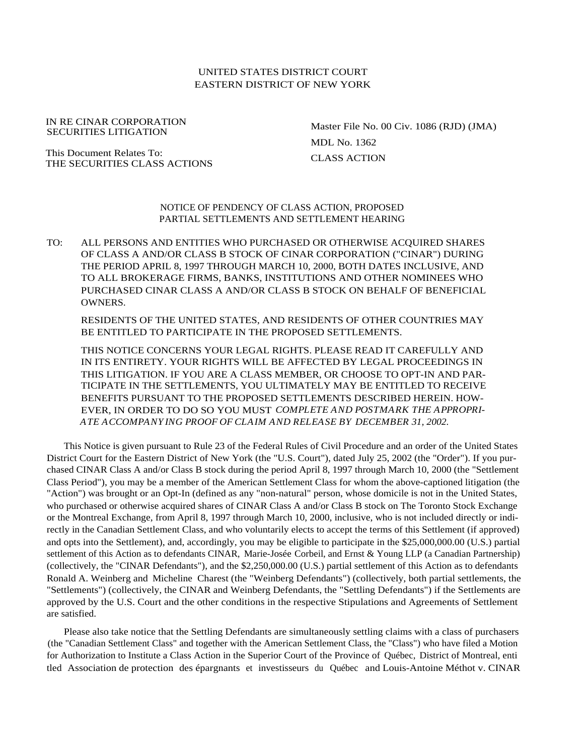UNITED STATES DISTRICT COURT
EASTERN DISTRICT OF NEW YORK

| | |
|---|---|
| IN RE CINAR CORPORATION SECURITIES LITIGATION | Master File No. 00 Civ. 1086 (RJD) (JMA) |
| | MDL No. 1362 |
| This Document Relates To: THE SECURITIES CLASS ACTIONS | CLASS ACTION |

## NOTICE OF PENDENCY OF CLASS ACTION, PROPOSED PARTIAL SETTLEMENTS AND SETTLEMENT HEARING

TO: ALL PERSONS AND ENTITIES WHO PURCHASED OR OTHERWISE ACQUIRED SHARES OF CLASS A AND/OR CLASS B STOCK OF CINAR CORPORATION ("CINAR") DURING THE PERIOD APRIL 8, 1997 THROUGH MARCH 10, 2000, BOTH DATES INCLUSIVE, AND TO ALL BROKERAGE FIRMS, BANKS, INSTITUTIONS AND OTHER NOMINEES WHO PURCHASED CINAR CLASS A AND/OR CLASS B STOCK ON BEHALF OF BENEFICIAL OWNERS.

RESIDENTS OF THE UNITED STATES, AND RESIDENTS OF OTHER COUNTRIES MAY BE ENTITLED TO PARTICIPATE IN THE PROPOSED SETTLEMENTS.

THIS NOTICE CONCERNS YOUR LEGAL RIGHTS. PLEASE READ IT CAREFULLY AND IN ITS ENTIRETY. YOUR RIGHTS WILL BE AFFECTED BY LEGAL PROCEEDINGS IN THIS LITIGATION. IF YOU ARE A CLASS MEMBER, OR CHOOSE TO OPT-IN AND PARTICIPATE IN THE SETTLEMENTS, YOU ULTIMATELY MAY BE ENTITLED TO RECEIVE BENEFITS PURSUANT TO THE PROPOSED SETTLEMENTS DESCRIBED HEREIN. HOWEVER, IN ORDER TO DO SO YOU MUST *COMPLETE AND POSTMARK THE APPROPRIATE ACCOMPANYING PROOF OF CLAIM AND RELEASE BY DECEMBER 31, 2002.*

This Notice is given pursuant to Rule 23 of the Federal Rules of Civil Procedure and an order of the United States District Court for the Eastern District of New York (the "U.S. Court"), dated July 25, 2002 (the "Order"). If you purchased CINAR Class A and/or Class B stock during the period April 8, 1997 through March 10, 2000 (the "Settlement Class Period"), you may be a member of the American Settlement Class for whom the above-captioned litigation (the "Action") was brought or an Opt-In (defined as any "non-natural" person, whose domicile is not in the United States, who purchased or otherwise acquired shares of CINAR Class A and/or Class B stock on The Toronto Stock Exchange or the Montreal Exchange, from April 8, 1997 through March 10, 2000, inclusive, who is not included directly or indirectly in the Canadian Settlement Class, and who voluntarily elects to accept the terms of this Settlement (if approved) and opts into the Settlement), and, accordingly, you may be eligible to participate in the $25,000,000.00 (U.S.) partial settlement of this Action as to defendants CINAR, Marie-Josée Corbeil, and Ernst & Young LLP (a Canadian Partnership) (collectively, the "CINAR Defendants"), and the $2,250,000.00 (U.S.) partial settlement of this Action as to defendants Ronald A. Weinberg and Micheline Charest (the "Weinberg Defendants") (collectively, both partial settlements, the "Settlements") (collectively, the CINAR and Weinberg Defendants, the "Settling Defendants") if the Settlements are approved by the U.S. Court and the other conditions in the respective Stipulations and Agreements of Settlement are satisfied.

Please also take notice that the Settling Defendants are simultaneously settling claims with a class of purchasers (the "Canadian Settlement Class" and together with the American Settlement Class, the "Class") who have filed a Motion for Authorization to Institute a Class Action in the Superior Court of the Province of Québec, District of Montreal, entitled Association de protection des épargnants et investisseurs du Québec and Louis-Antoine Méthot v. CINAR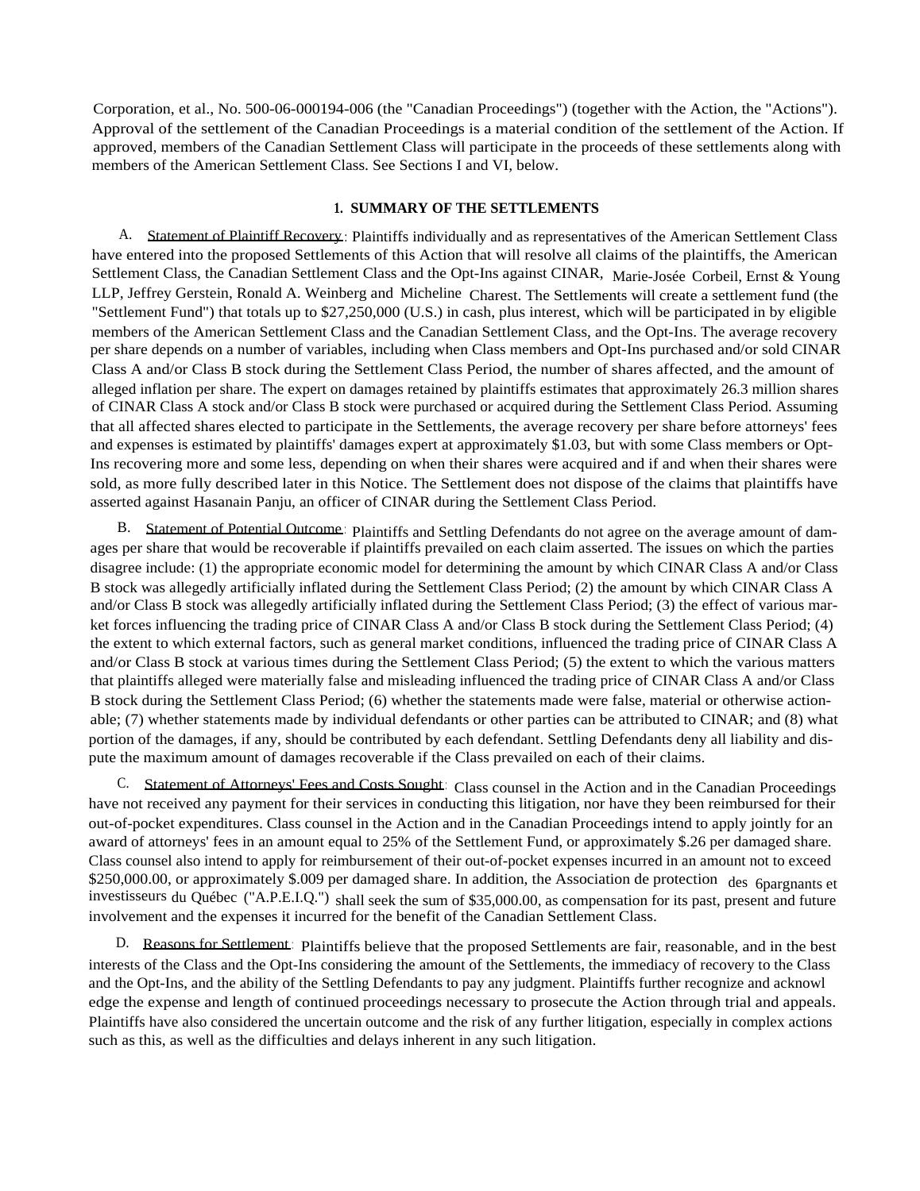Corporation, et al., No. 500-06-000194-006 (the "Canadian Proceedings") (together with the Action, the "Actions"). Approval of the settlement of the Canadian Proceedings is a material condition of the settlement of the Action. If approved, members of the Canadian Settlement Class will participate in the proceeds of these settlements along with members of the American Settlement Class. See Sections I and VI, below.

## 1. SUMMARY OF THE SETTLEMENTS

A. Statement of Plaintiff Recovery: Plaintiffs individually and as representatives of the American Settlement Class have entered into the proposed Settlements of this Action that will resolve all claims of the plaintiffs, the American Settlement Class, the Canadian Settlement Class and the Opt-Ins against CINAR, Marie-Josée Corbeil, Ernst & Young LLP, Jeffrey Gerstein, Ronald A. Weinberg and Micheline Charest. The Settlements will create a settlement fund (the "Settlement Fund") that totals up to $27,250,000 (U.S.) in cash, plus interest, which will be participated in by eligible members of the American Settlement Class and the Canadian Settlement Class, and the Opt-Ins. The average recovery per share depends on a number of variables, including when Class members and Opt-Ins purchased and/or sold CINAR Class A and/or Class B stock during the Settlement Class Period, the number of shares affected, and the amount of alleged inflation per share. The expert on damages retained by plaintiffs estimates that approximately 26.3 million shares of CINAR Class A stock and/or Class B stock were purchased or acquired during the Settlement Class Period. Assuming that all affected shares elected to participate in the Settlements, the average recovery per share before attorneys' fees and expenses is estimated by plaintiffs' damages expert at approximately $1.03, but with some Class members or Opt-Ins recovering more and some less, depending on when their shares were acquired and if and when their shares were sold, as more fully described later in this Notice. The Settlement does not dispose of the claims that plaintiffs have asserted against Hasanain Panju, an officer of CINAR during the Settlement Class Period.

B. Statement of Potential Outcome: Plaintiffs and Settling Defendants do not agree on the average amount of damages per share that would be recoverable if plaintiffs prevailed on each claim asserted. The issues on which the parties disagree include: (1) the appropriate economic model for determining the amount by which CINAR Class A and/or Class B stock was allegedly artificially inflated during the Settlement Class Period; (2) the amount by which CINAR Class A and/or Class B stock was allegedly artificially inflated during the Settlement Class Period; (3) the effect of various market forces influencing the trading price of CINAR Class A and/or Class B stock during the Settlement Class Period; (4) the extent to which external factors, such as general market conditions, influenced the trading price of CINAR Class A and/or Class B stock at various times during the Settlement Class Period; (5) the extent to which the various matters that plaintiffs alleged were materially false and misleading influenced the trading price of CINAR Class A and/or Class B stock during the Settlement Class Period; (6) whether the statements made were false, material or otherwise actionable; (7) whether statements made by individual defendants or other parties can be attributed to CINAR; and (8) what portion of the damages, if any, should be contributed by each defendant. Settling Defendants deny all liability and dispute the maximum amount of damages recoverable if the Class prevailed on each of their claims.

C. Statement of Attorneys' Fees and Costs Sought: Class counsel in the Action and in the Canadian Proceedings have not received any payment for their services in conducting this litigation, nor have they been reimbursed for their out-of-pocket expenditures. Class counsel in the Action and in the Canadian Proceedings intend to apply jointly for an award of attorneys' fees in an amount equal to 25% of the Settlement Fund, or approximately $.26 per damaged share. Class counsel also intend to apply for reimbursement of their out-of-pocket expenses incurred in an amount not to exceed $250,000.00, or approximately $.009 per damaged share. In addition, the Association de protection des 6pargnants et investisseurs du Québec ("A.P.E.I.Q.") shall seek the sum of $35,000.00, as compensation for its past, present and future involvement and the expenses it incurred for the benefit of the Canadian Settlement Class.

D. Reasons for Settlement: Plaintiffs believe that the proposed Settlements are fair, reasonable, and in the best interests of the Class and the Opt-Ins considering the amount of the Settlements, the immediacy of recovery to the Class and the Opt-Ins, and the ability of the Settling Defendants to pay any judgment. Plaintiffs further recognize and acknowledge the expense and length of continued proceedings necessary to prosecute the Action through trial and appeals. Plaintiffs have also considered the uncertain outcome and the risk of any further litigation, especially in complex actions such as this, as well as the difficulties and delays inherent in any such litigation.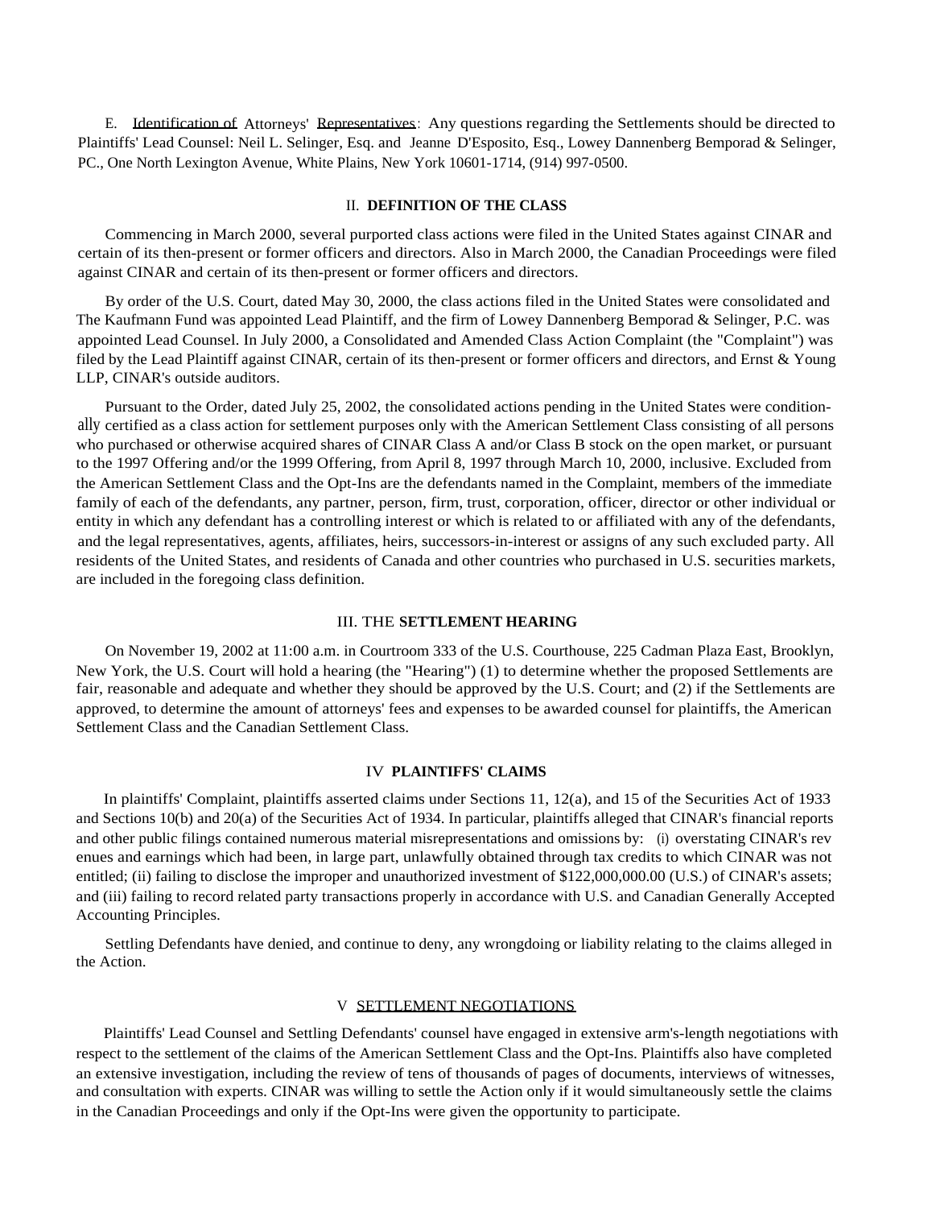E. Identification of Attorneys' Representatives: Any questions regarding the Settlements should be directed to Plaintiffs' Lead Counsel: Neil L. Selinger, Esq. and Jeanne D'Esposito, Esq., Lowey Dannenberg Bemporad & Selinger, PC., One North Lexington Avenue, White Plains, New York 10601-1714, (914) 997-0500.

## II. DEFINITION OF THE CLASS

Commencing in March 2000, several purported class actions were filed in the United States against CINAR and certain of its then-present or former officers and directors. Also in March 2000, the Canadian Proceedings were filed against CINAR and certain of its then-present or former officers and directors.

By order of the U.S. Court, dated May 30, 2000, the class actions filed in the United States were consolidated and The Kaufmann Fund was appointed Lead Plaintiff, and the firm of Lowey Dannenberg Bemporad & Selinger, P.C. was appointed Lead Counsel. In July 2000, a Consolidated and Amended Class Action Complaint (the "Complaint") was filed by the Lead Plaintiff against CINAR, certain of its then-present or former officers and directors, and Ernst & Young LLP, CINAR's outside auditors.

Pursuant to the Order, dated July 25, 2002, the consolidated actions pending in the United States were conditionally certified as a class action for settlement purposes only with the American Settlement Class consisting of all persons who purchased or otherwise acquired shares of CINAR Class A and/or Class B stock on the open market, or pursuant to the 1997 Offering and/or the 1999 Offering, from April 8, 1997 through March 10, 2000, inclusive. Excluded from the American Settlement Class and the Opt-Ins are the defendants named in the Complaint, members of the immediate family of each of the defendants, any partner, person, firm, trust, corporation, officer, director or other individual or entity in which any defendant has a controlling interest or which is related to or affiliated with any of the defendants, and the legal representatives, agents, affiliates, heirs, successors-in-interest or assigns of any such excluded party. All residents of the United States, and residents of Canada and other countries who purchased in U.S. securities markets, are included in the foregoing class definition.

## III. THE SETTLEMENT HEARING

On November 19, 2002 at 11:00 a.m. in Courtroom 333 of the U.S. Courthouse, 225 Cadman Plaza East, Brooklyn, New York, the U.S. Court will hold a hearing (the "Hearing") (1) to determine whether the proposed Settlements are fair, reasonable and adequate and whether they should be approved by the U.S. Court; and (2) if the Settlements are approved, to determine the amount of attorneys' fees and expenses to be awarded counsel for plaintiffs, the American Settlement Class and the Canadian Settlement Class.

## IV PLAINTIFFS' CLAIMS

In plaintiffs' Complaint, plaintiffs asserted claims under Sections 11, 12(a), and 15 of the Securities Act of 1933 and Sections 10(b) and 20(a) of the Securities Act of 1934. In particular, plaintiffs alleged that CINAR's financial reports and other public filings contained numerous material misrepresentations and omissions by: (i) overstating CINAR's revenues and earnings which had been, in large part, unlawfully obtained through tax credits to which CINAR was not entitled; (ii) failing to disclose the improper and unauthorized investment of $122,000,000.00 (U.S.) of CINAR's assets; and (iii) failing to record related party transactions properly in accordance with U.S. and Canadian Generally Accepted Accounting Principles.

Settling Defendants have denied, and continue to deny, any wrongdoing or liability relating to the claims alleged in the Action.

## V SETTLEMENT NEGOTIATIONS

Plaintiffs' Lead Counsel and Settling Defendants' counsel have engaged in extensive arm's-length negotiations with respect to the settlement of the claims of the American Settlement Class and the Opt-Ins. Plaintiffs also have completed an extensive investigation, including the review of tens of thousands of pages of documents, interviews of witnesses, and consultation with experts. CINAR was willing to settle the Action only if it would simultaneously settle the claims in the Canadian Proceedings and only if the Opt-Ins were given the opportunity to participate.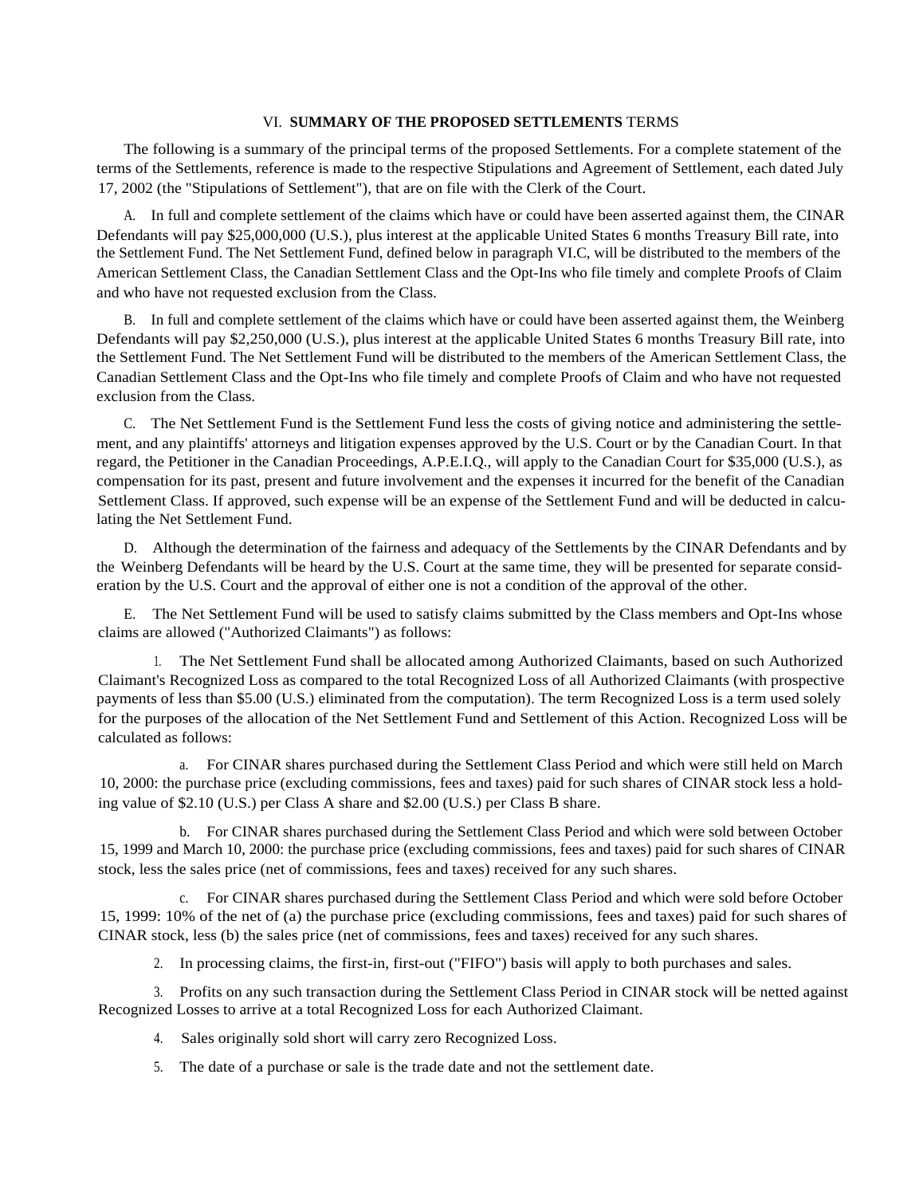## VI. **SUMMARY OF THE PROPOSED SETTLEMENTS** TERMS

The following is a summary of the principal terms of the proposed Settlements. For a complete statement of the terms of the Settlements, reference is made to the respective Stipulations and Agreement of Settlement, each dated July 17, 2002 (the "Stipulations of Settlement"), that are on file with the Clerk of the Court.

A. In full and complete settlement of the claims which have or could have been asserted against them, the CINAR Defendants will pay $25,000,000 (U.S.), plus interest at the applicable United States 6 months Treasury Bill rate, into the Settlement Fund. The Net Settlement Fund, defined below in paragraph VI.C, will be distributed to the members of the American Settlement Class, the Canadian Settlement Class and the Opt-Ins who file timely and complete Proofs of Claim and who have not requested exclusion from the Class.

B. In full and complete settlement of the claims which have or could have been asserted against them, the Weinberg Defendants will pay $2,250,000 (U.S.), plus interest at the applicable United States 6 months Treasury Bill rate, into the Settlement Fund. The Net Settlement Fund will be distributed to the members of the American Settlement Class, the Canadian Settlement Class and the Opt-Ins who file timely and complete Proofs of Claim and who have not requested exclusion from the Class.

C. The Net Settlement Fund is the Settlement Fund less the costs of giving notice and administering the settlement, and any plaintiffs' attorneys and litigation expenses approved by the U.S. Court or by the Canadian Court. In that regard, the Petitioner in the Canadian Proceedings, A.P.E.I.Q., will apply to the Canadian Court for $35,000 (U.S.), as compensation for its past, present and future involvement and the expenses it incurred for the benefit of the Canadian Settlement Class. If approved, such expense will be an expense of the Settlement Fund and will be deducted in calculating the Net Settlement Fund.

D. Although the determination of the fairness and adequacy of the Settlements by the CINAR Defendants and by the Weinberg Defendants will be heard by the U.S. Court at the same time, they will be presented for separate consideration by the U.S. Court and the approval of either one is not a condition of the approval of the other.

E. The Net Settlement Fund will be used to satisfy claims submitted by the Class members and Opt-Ins whose claims are allowed ("Authorized Claimants") as follows:

1. The Net Settlement Fund shall be allocated among Authorized Claimants, based on such Authorized Claimant's Recognized Loss as compared to the total Recognized Loss of all Authorized Claimants (with prospective payments of less than $5.00 (U.S.) eliminated from the computation). The term Recognized Loss is a term used solely for the purposes of the allocation of the Net Settlement Fund and Settlement of this Action. Recognized Loss will be calculated as follows:

   a. For CINAR shares purchased during the Settlement Class Period and which were still held on March 10, 2000: the purchase price (excluding commissions, fees and taxes) paid for such shares of CINAR stock less a holding value of $2.10 (U.S.) per Class A share and $2.00 (U.S.) per Class B share.

   b. For CINAR shares purchased during the Settlement Class Period and which were sold between October 15, 1999 and March 10, 2000: the purchase price (excluding commissions, fees and taxes) paid for such shares of CINAR stock, less the sales price (net of commissions, fees and taxes) received for any such shares.

   c. For CINAR shares purchased during the Settlement Class Period and which were sold before October 15, 1999: 10% of the net of (a) the purchase price (excluding commissions, fees and taxes) paid for such shares of CINAR stock, less (b) the sales price (net of commissions, fees and taxes) received for any such shares.

2. In processing claims, the first-in, first-out ("FIFO") basis will apply to both purchases and sales.

3. Profits on any such transaction during the Settlement Class Period in CINAR stock will be netted against Recognized Losses to arrive at a total Recognized Loss for each Authorized Claimant.

4. Sales originally sold short will carry zero Recognized Loss.

5. The date of a purchase or sale is the trade date and not the settlement date.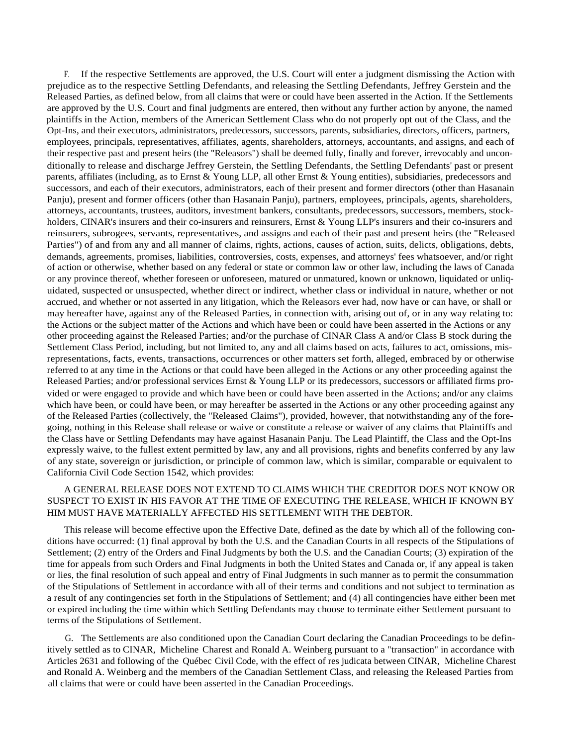F. If the respective Settlements are approved, the U.S. Court will enter a judgment dismissing the Action with prejudice as to the respective Settling Defendants, and releasing the Settling Defendants, Jeffrey Gerstein and the Released Parties, as defined below, from all claims that were or could have been asserted in the Action. If the Settlements are approved by the U.S. Court and final judgments are entered, then without any further action by anyone, the named plaintiffs in the Action, members of the American Settlement Class who do not properly opt out of the Class, and the Opt-Ins, and their executors, administrators, predecessors, successors, parents, subsidiaries, directors, officers, partners, employees, principals, representatives, affiliates, agents, shareholders, attorneys, accountants, and assigns, and each of their respective past and present heirs (the "Releasors") shall be deemed fully, finally and forever, irrevocably and unconditionally to release and discharge Jeffrey Gerstein, the Settling Defendants, the Settling Defendants' past or present parents, affiliates (including, as to Ernst & Young LLP, all other Ernst & Young entities), subsidiaries, predecessors and successors, and each of their executors, administrators, each of their present and former directors (other than Hasanain Panju), present and former officers (other than Hasanain Panju), partners, employees, principals, agents, shareholders, attorneys, accountants, trustees, auditors, investment bankers, consultants, predecessors, successors, members, stockholders, CINAR's insurers and their co-insurers and reinsurers, Ernst & Young LLP's insurers and their co-insurers and reinsurers, subrogees, servants, representatives, and assigns and each of their past and present heirs (the "Released Parties") of and from any and all manner of claims, rights, actions, causes of action, suits, delicts, obligations, debts, demands, agreements, promises, liabilities, controversies, costs, expenses, and attorneys' fees whatsoever, and/or right of action or otherwise, whether based on any federal or state or common law or other law, including the laws of Canada or any province thereof, whether foreseen or unforeseen, matured or unmatured, known or unknown, liquidated or unliquidated, suspected or unsuspected, whether direct or indirect, whether class or individual in nature, whether or not accrued, and whether or not asserted in any litigation, which the Releasors ever had, now have or can have, or shall or may hereafter have, against any of the Released Parties, in connection with, arising out of, or in any way relating to: the Actions or the subject matter of the Actions and which have been or could have been asserted in the Actions or any other proceeding against the Released Parties; and/or the purchase of CINAR Class A and/or Class B stock during the Settlement Class Period, including, but not limited to, any and all claims based on acts, failures to act, omissions, misrepresentations, facts, events, transactions, occurrences or other matters set forth, alleged, embraced by or otherwise referred to at any time in the Actions or that could have been alleged in the Actions or any other proceeding against the Released Parties; and/or professional services Ernst & Young LLP or its predecessors, successors or affiliated firms provided or were engaged to provide and which have been or could have been asserted in the Actions; and/or any claims which have been, or could have been, or may hereafter be asserted in the Actions or any other proceeding against any of the Released Parties (collectively, the "Released Claims"), provided, however, that notwithstanding any of the foregoing, nothing in this Release shall release or waive or constitute a release or waiver of any claims that Plaintiffs and the Class have or Settling Defendants may have against Hasanain Panju. The Lead Plaintiff, the Class and the Opt-Ins expressly waive, to the fullest extent permitted by law, any and all provisions, rights and benefits conferred by any law of any state, sovereign or jurisdiction, or principle of common law, which is similar, comparable or equivalent to California Civil Code Section 1542, which provides:

A GENERAL RELEASE DOES NOT EXTEND TO CLAIMS WHICH THE CREDITOR DOES NOT KNOW OR SUSPECT TO EXIST IN HIS FAVOR AT THE TIME OF EXECUTING THE RELEASE, WHICH IF KNOWN BY HIM MUST HAVE MATERIALLY AFFECTED HIS SETTLEMENT WITH THE DEBTOR.

This release will become effective upon the Effective Date, defined as the date by which all of the following conditions have occurred: (1) final approval by both the U.S. and the Canadian Courts in all respects of the Stipulations of Settlement; (2) entry of the Orders and Final Judgments by both the U.S. and the Canadian Courts; (3) expiration of the time for appeals from such Orders and Final Judgments in both the United States and Canada or, if any appeal is taken or lies, the final resolution of such appeal and entry of Final Judgments in such manner as to permit the consummation of the Stipulations of Settlement in accordance with all of their terms and conditions and not subject to termination as a result of any contingencies set forth in the Stipulations of Settlement; and (4) all contingencies have either been met or expired including the time within which Settling Defendants may choose to terminate either Settlement pursuant to terms of the Stipulations of Settlement.

G. The Settlements are also conditioned upon the Canadian Court declaring the Canadian Proceedings to be definitively settled as to CINAR, Micheline Charest and Ronald A. Weinberg pursuant to a "transaction" in accordance with Articles 2631 and following of the Québec Civil Code, with the effect of res judicata between CINAR, Micheline Charest and Ronald A. Weinberg and the members of the Canadian Settlement Class, and releasing the Released Parties from all claims that were or could have been asserted in the Canadian Proceedings.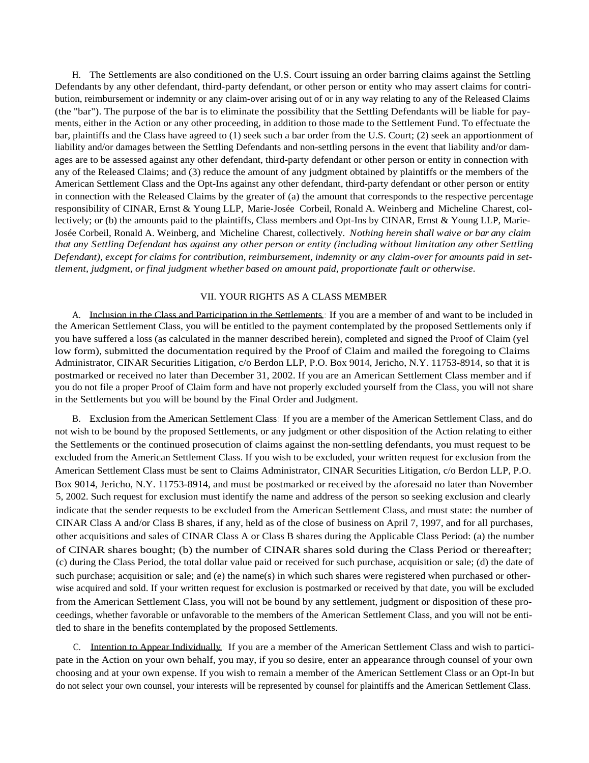H. The Settlements are also conditioned on the U.S. Court issuing an order barring claims against the Settling Defendants by any other defendant, third-party defendant, or other person or entity who may assert claims for contribution, reimbursement or indemnity or any claim-over arising out of or in any way relating to any of the Released Claims (the "bar"). The purpose of the bar is to eliminate the possibility that the Settling Defendants will be liable for payments, either in the Action or any other proceeding, in addition to those made to the Settlement Fund. To effectuate the bar, plaintiffs and the Class have agreed to (1) seek such a bar order from the U.S. Court; (2) seek an apportionment of liability and/or damages between the Settling Defendants and non-settling persons in the event that liability and/or damages are to be assessed against any other defendant, third-party defendant or other person or entity in connection with any of the Released Claims; and (3) reduce the amount of any judgment obtained by plaintiffs or the members of the American Settlement Class and the Opt-Ins against any other defendant, third-party defendant or other person or entity in connection with the Released Claims by the greater of (a) the amount that corresponds to the respective percentage responsibility of CINAR, Ernst & Young LLP, Marie-Josée Corbeil, Ronald A. Weinberg and Micheline Charest, collectively; or (b) the amounts paid to the plaintiffs, Class members and Opt-Ins by CINAR, Ernst & Young LLP, Marie-Josée Corbeil, Ronald A. Weinberg, and Micheline Charest, collectively. *Nothing herein shall waive or bar any claim that any Settling Defendant has against any other person or entity (including without limitation any other Settling Defendant), except for claims for contribution, reimbursement, indemnity or any claim-over for amounts paid in settlement, judgment, or final judgment whether based on amount paid, proportionate fault or otherwise.*

## VII. YOUR RIGHTS AS A CLASS MEMBER

A. Inclusion in the Class and Participation in the Settlements: If you are a member of and want to be included in the American Settlement Class, you will be entitled to the payment contemplated by the proposed Settlements only if you have suffered a loss (as calculated in the manner described herein), completed and signed the Proof of Claim (yellow form), submitted the documentation required by the Proof of Claim and mailed the foregoing to Claims Administrator, CINAR Securities Litigation, c/o Berdon LLP, P.O. Box 9014, Jericho, N.Y. 11753-8914, so that it is postmarked or received no later than December 31, 2002. If you are an American Settlement Class member and if you do not file a proper Proof of Claim form and have not properly excluded yourself from the Class, you will not share in the Settlements but you will be bound by the Final Order and Judgment.

B. Exclusion from the American Settlement Class: If you are a member of the American Settlement Class, and do not wish to be bound by the proposed Settlements, or any judgment or other disposition of the Action relating to either the Settlements or the continued prosecution of claims against the non-settling defendants, you must request to be excluded from the American Settlement Class. If you wish to be excluded, your written request for exclusion from the American Settlement Class must be sent to Claims Administrator, CINAR Securities Litigation, c/o Berdon LLP, P.O. Box 9014, Jericho, N.Y. 11753-8914, and must be postmarked or received by the aforesaid no later than November 5, 2002. Such request for exclusion must identify the name and address of the person so seeking exclusion and clearly indicate that the sender requests to be excluded from the American Settlement Class, and must state: the number of CINAR Class A and/or Class B shares, if any, held as of the close of business on April 7, 1997, and for all purchases, other acquisitions and sales of CINAR Class A or Class B shares during the Applicable Class Period: (a) the number of CINAR shares bought; (b) the number of CINAR shares sold during the Class Period or thereafter; (c) during the Class Period, the total dollar value paid or received for such purchase, acquisition or sale; (d) the date of such purchase; acquisition or sale; and (e) the name(s) in which such shares were registered when purchased or otherwise acquired and sold. If your written request for exclusion is postmarked or received by that date, you will be excluded from the American Settlement Class, you will not be bound by any settlement, judgment or disposition of these proceedings, whether favorable or unfavorable to the members of the American Settlement Class, and you will not be entitled to share in the benefits contemplated by the proposed Settlements.

C. Intention to Appear Individually: If you are a member of the American Settlement Class and wish to participate in the Action on your own behalf, you may, if you so desire, enter an appearance through counsel of your own choosing and at your own expense. If you wish to remain a member of the American Settlement Class or an Opt-In but do not select your own counsel, your interests will be represented by counsel for plaintiffs and the American Settlement Class.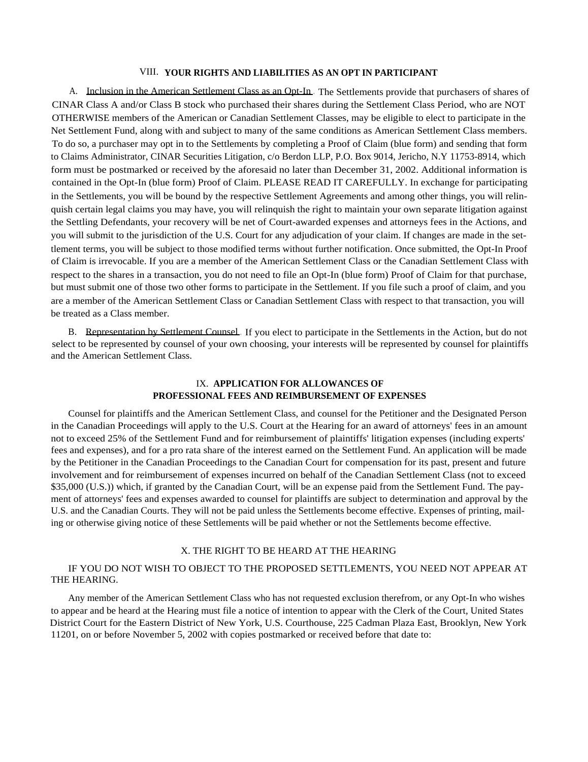## VIII. YOUR RIGHTS AND LIABILITIES AS AN OPT IN PARTICIPANT

A. Inclusion in the American Settlement Class as an Opt-In. The Settlements provide that purchasers of shares of CINAR Class A and/or Class B stock who purchased their shares during the Settlement Class Period, who are NOT OTHERWISE members of the American or Canadian Settlement Classes, may be eligible to elect to participate in the Net Settlement Fund, along with and subject to many of the same conditions as American Settlement Class members. To do so, a purchaser may opt in to the Settlements by completing a Proof of Claim (blue form) and sending that form to Claims Administrator, CINAR Securities Litigation, c/o Berdon LLP, P.O. Box 9014, Jericho, N.Y 11753-8914, which form must be postmarked or received by the aforesaid no later than December 31, 2002. Additional information is contained in the Opt-In (blue form) Proof of Claim. PLEASE READ IT CAREFULLY. In exchange for participating in the Settlements, you will be bound by the respective Settlement Agreements and among other things, you will relinquish certain legal claims you may have, you will relinquish the right to maintain your own separate litigation against the Settling Defendants, your recovery will be net of Court-awarded expenses and attorneys fees in the Actions, and you will submit to the jurisdiction of the U.S. Court for any adjudication of your claim. If changes are made in the settlement terms, you will be subject to those modified terms without further notification. Once submitted, the Opt-In Proof of Claim is irrevocable. If you are a member of the American Settlement Class or the Canadian Settlement Class with respect to the shares in a transaction, you do not need to file an Opt-In (blue form) Proof of Claim for that purchase, but must submit one of those two other forms to participate in the Settlement. If you file such a proof of claim, and you are a member of the American Settlement Class or Canadian Settlement Class with respect to that transaction, you will be treated as a Class member.

B. Representation by Settlement Counsel. If you elect to participate in the Settlements in the Action, but do not select to be represented by counsel of your own choosing, your interests will be represented by counsel for plaintiffs and the American Settlement Class.

## IX. APPLICATION FOR ALLOWANCES OF PROFESSIONAL FEES AND REIMBURSEMENT OF EXPENSES

Counsel for plaintiffs and the American Settlement Class, and counsel for the Petitioner and the Designated Person in the Canadian Proceedings will apply to the U.S. Court at the Hearing for an award of attorneys' fees in an amount not to exceed 25% of the Settlement Fund and for reimbursement of plaintiffs' litigation expenses (including experts' fees and expenses), and for a pro rata share of the interest earned on the Settlement Fund. An application will be made by the Petitioner in the Canadian Proceedings to the Canadian Court for compensation for its past, present and future involvement and for reimbursement of expenses incurred on behalf of the Canadian Settlement Class (not to exceed $35,000 (U.S.)) which, if granted by the Canadian Court, will be an expense paid from the Settlement Fund. The payment of attorneys' fees and expenses awarded to counsel for plaintiffs are subject to determination and approval by the U.S. and the Canadian Courts. They will not be paid unless the Settlements become effective. Expenses of printing, mailing or otherwise giving notice of these Settlements will be paid whether or not the Settlements become effective.

## X. THE RIGHT TO BE HEARD AT THE HEARING

IF YOU DO NOT WISH TO OBJECT TO THE PROPOSED SETTLEMENTS, YOU NEED NOT APPEAR AT THE HEARING.

Any member of the American Settlement Class who has not requested exclusion therefrom, or any Opt-In who wishes to appear and be heard at the Hearing must file a notice of intention to appear with the Clerk of the Court, United States District Court for the Eastern District of New York, U.S. Courthouse, 225 Cadman Plaza East, Brooklyn, New York 11201, on or before November 5, 2002 with copies postmarked or received before that date to: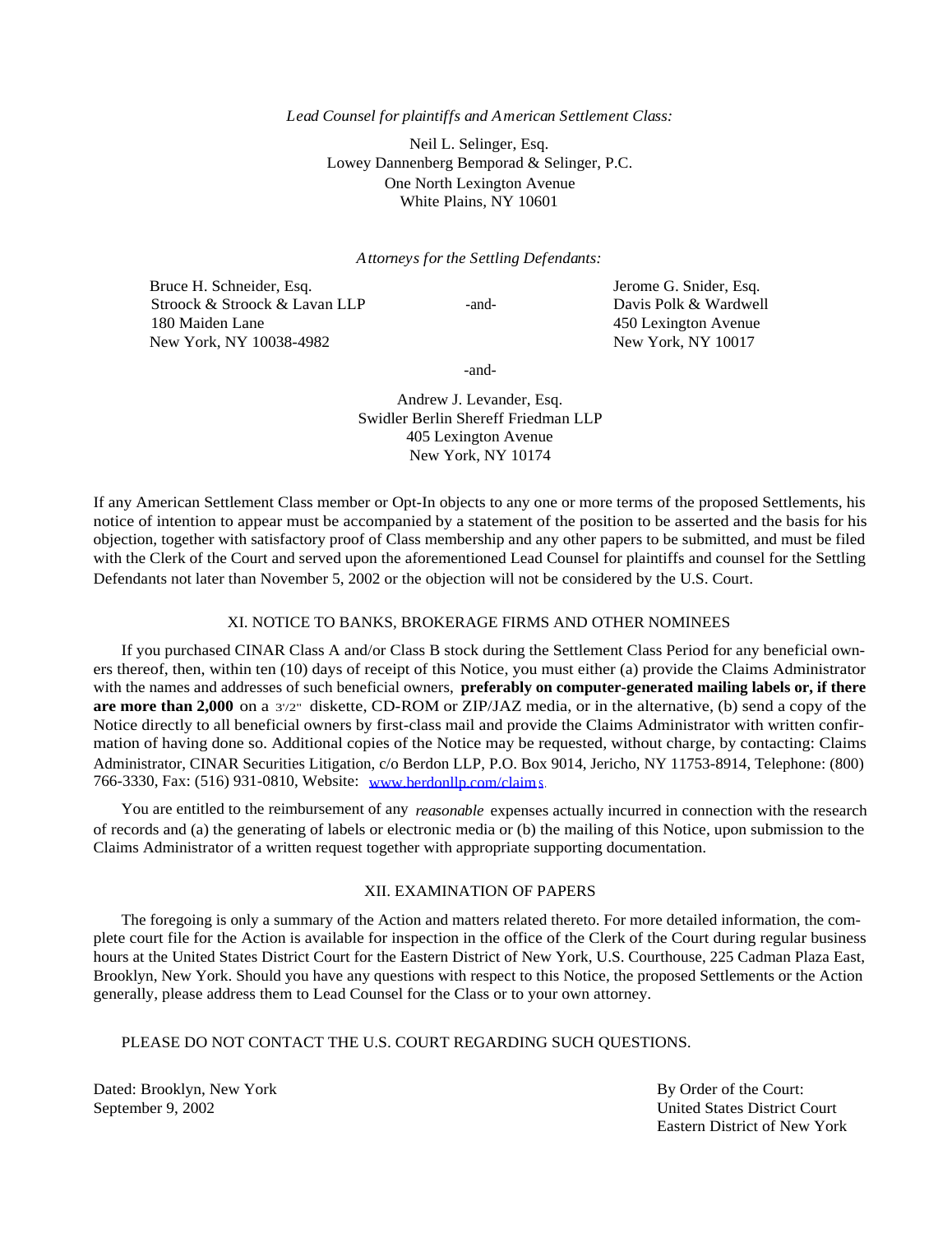*Lead Counsel for plaintiffs and American Settlement Class:*

Neil L. Selinger, Esq.
Lowey Dannenberg Bemporad & Selinger, P.C.
One North Lexington Avenue
White Plains, NY 10601

*Attorneys for the Settling Defendants:*

Bruce H. Schneider, Esq.
Stroock & Stroock & Lavan LLP
180 Maiden Lane
New York, NY 10038-4982

-and-

Jerome G. Snider, Esq.
Davis Polk & Wardwell
450 Lexington Avenue
New York, NY 10017

-and-

Andrew J. Levander, Esq.
Swidler Berlin Shereff Friedman LLP
405 Lexington Avenue
New York, NY 10174

If any American Settlement Class member or Opt-In objects to any one or more terms of the proposed Settlements, his notice of intention to appear must be accompanied by a statement of the position to be asserted and the basis for his objection, together with satisfactory proof of Class membership and any other papers to be submitted, and must be filed with the Clerk of the Court and served upon the aforementioned Lead Counsel for plaintiffs and counsel for the Settling Defendants not later than November 5, 2002 or the objection will not be considered by the U.S. Court.

## XI. NOTICE TO BANKS, BROKERAGE FIRMS AND OTHER NOMINEES

If you purchased CINAR Class A and/or Class B stock during the Settlement Class Period for any beneficial owners thereof, then, within ten (10) days of receipt of this Notice, you must either (a) provide the Claims Administrator with the names and addresses of such beneficial owners, **preferably on computer-generated mailing labels or, if there are more than 2,000** on a 3'/2" diskette, CD-ROM or ZIP/JAZ media, or in the alternative, (b) send a copy of the Notice directly to all beneficial owners by first-class mail and provide the Claims Administrator with written confirmation of having done so. Additional copies of the Notice may be requested, without charge, by contacting: Claims Administrator, CINAR Securities Litigation, c/o Berdon LLP, P.O. Box 9014, Jericho, NY 11753-8914, Telephone: (800) 766-3330, Fax: (516) 931-0810, Website: www.berdonllp.com/claims.

You are entitled to the reimbursement of any *reasonable* expenses actually incurred in connection with the research of records and (a) the generating of labels or electronic media or (b) the mailing of this Notice, upon submission to the Claims Administrator of a written request together with appropriate supporting documentation.

## XII. EXAMINATION OF PAPERS

The foregoing is only a summary of the Action and matters related thereto. For more detailed information, the complete court file for the Action is available for inspection in the office of the Clerk of the Court during regular business hours at the United States District Court for the Eastern District of New York, U.S. Courthouse, 225 Cadman Plaza East, Brooklyn, New York. Should you have any questions with respect to this Notice, the proposed Settlements or the Action generally, please address them to Lead Counsel for the Class or to your own attorney.

PLEASE DO NOT CONTACT THE U.S. COURT REGARDING SUCH QUESTIONS.

Dated: Brooklyn, New York
September 9, 2002

By Order of the Court:
United States District Court
Eastern District of New York